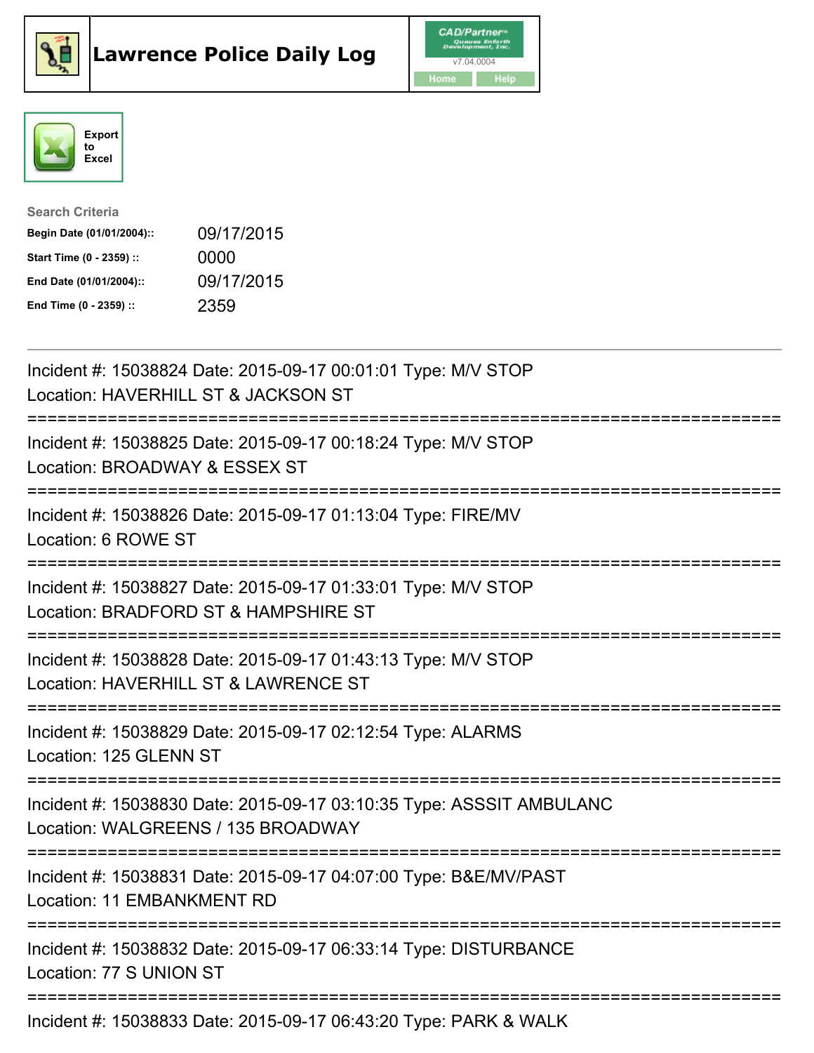# Lawrence Police Daily Log

CAD/Partner
v7.04.0004
Home Help

Export to Excel

**Search Criteria**

| | |
|---|---|
| **Begin Date (01/01/2004)::** | 09/17/2015 |
| **Start Time (0 - 2359) ::** | 0000 |
| **End Date (01/01/2004)::** | 09/17/2015 |
| **End Time (0 - 2359) ::** | 2359 |

---

Incident #: 15038824 Date: 2015-09-17 00:01:01 Type: M/V STOP
Location: HAVERHILL ST & JACKSON ST

===========================================================================

Incident #: 15038825 Date: 2015-09-17 00:18:24 Type: M/V STOP
Location: BROADWAY & ESSEX ST

===========================================================================

Incident #: 15038826 Date: 2015-09-17 01:13:04 Type: FIRE/MV
Location: 6 ROWE ST

===========================================================================

Incident #: 15038827 Date: 2015-09-17 01:33:01 Type: M/V STOP
Location: BRADFORD ST & HAMPSHIRE ST

===========================================================================

Incident #: 15038828 Date: 2015-09-17 01:43:13 Type: M/V STOP
Location: HAVERHILL ST & LAWRENCE ST

===========================================================================

Incident #: 15038829 Date: 2015-09-17 02:12:54 Type: ALARMS
Location: 125 GLENN ST

===========================================================================

Incident #: 15038830 Date: 2015-09-17 03:10:35 Type: ASSSIT AMBULANC
Location: WALGREENS / 135 BROADWAY

===========================================================================

Incident #: 15038831 Date: 2015-09-17 04:07:00 Type: B&E/MV/PAST
Location: 11 EMBANKMENT RD

===========================================================================

Incident #: 15038832 Date: 2015-09-17 06:33:14 Type: DISTURBANCE
Location: 77 S UNION ST

===========================================================================

Incident #: 15038833 Date: 2015-09-17 06:43:20 Type: PARK & WALK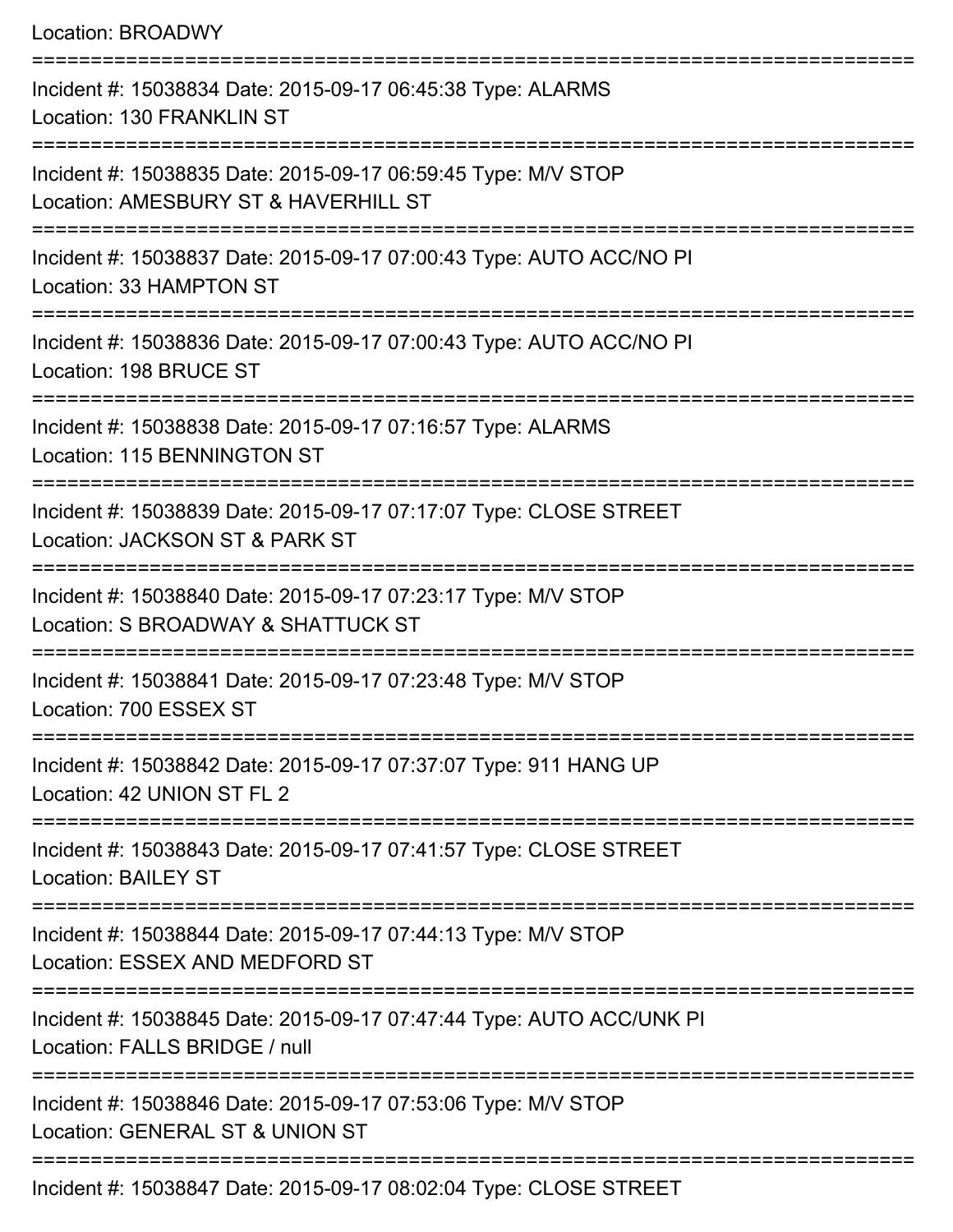Location: BROADWY

===========================================================================

Incident #: 15038834 Date: 2015-09-17 06:45:38 Type: ALARMS
Location: 130 FRANKLIN ST

===========================================================================

Incident #: 15038835 Date: 2015-09-17 06:59:45 Type: M/V STOP
Location: AMESBURY ST & HAVERHILL ST

===========================================================================

Incident #: 15038837 Date: 2015-09-17 07:00:43 Type: AUTO ACC/NO PI
Location: 33 HAMPTON ST

===========================================================================

Incident #: 15038836 Date: 2015-09-17 07:00:43 Type: AUTO ACC/NO PI
Location: 198 BRUCE ST

===========================================================================

Incident #: 15038838 Date: 2015-09-17 07:16:57 Type: ALARMS
Location: 115 BENNINGTON ST

===========================================================================

Incident #: 15038839 Date: 2015-09-17 07:17:07 Type: CLOSE STREET
Location: JACKSON ST & PARK ST

===========================================================================

Incident #: 15038840 Date: 2015-09-17 07:23:17 Type: M/V STOP
Location: S BROADWAY & SHATTUCK ST

===========================================================================

Incident #: 15038841 Date: 2015-09-17 07:23:48 Type: M/V STOP
Location: 700 ESSEX ST

===========================================================================

Incident #: 15038842 Date: 2015-09-17 07:37:07 Type: 911 HANG UP
Location: 42 UNION ST FL 2

===========================================================================

Incident #: 15038843 Date: 2015-09-17 07:41:57 Type: CLOSE STREET
Location: BAILEY ST

===========================================================================

Incident #: 15038844 Date: 2015-09-17 07:44:13 Type: M/V STOP
Location: ESSEX AND MEDFORD ST

===========================================================================

Incident #: 15038845 Date: 2015-09-17 07:47:44 Type: AUTO ACC/UNK PI
Location: FALLS BRIDGE / null

===========================================================================

Incident #: 15038846 Date: 2015-09-17 07:53:06 Type: M/V STOP
Location: GENERAL ST & UNION ST

===========================================================================

Incident #: 15038847 Date: 2015-09-17 08:02:04 Type: CLOSE STREET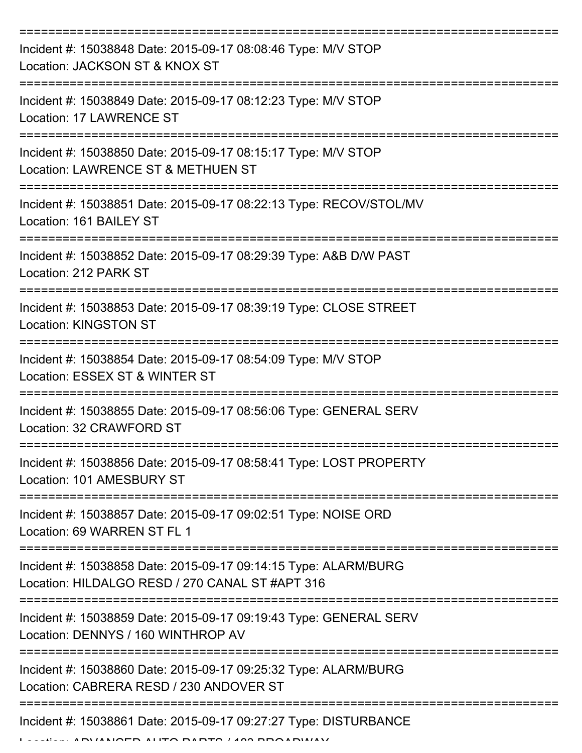===========================================================================
Incident #: 15038848 Date: 2015-09-17 08:08:46 Type: M/V STOP
Location: JACKSON ST & KNOX ST
===========================================================================
Incident #: 15038849 Date: 2015-09-17 08:12:23 Type: M/V STOP
Location: 17 LAWRENCE ST
===========================================================================
Incident #: 15038850 Date: 2015-09-17 08:15:17 Type: M/V STOP
Location: LAWRENCE ST & METHUEN ST
===========================================================================
Incident #: 15038851 Date: 2015-09-17 08:22:13 Type: RECOV/STOL/MV
Location: 161 BAILEY ST
===========================================================================
Incident #: 15038852 Date: 2015-09-17 08:29:39 Type: A&B D/W PAST
Location: 212 PARK ST
===========================================================================
Incident #: 15038853 Date: 2015-09-17 08:39:19 Type: CLOSE STREET
Location: KINGSTON ST
===========================================================================
Incident #: 15038854 Date: 2015-09-17 08:54:09 Type: M/V STOP
Location: ESSEX ST & WINTER ST
===========================================================================
Incident #: 15038855 Date: 2015-09-17 08:56:06 Type: GENERAL SERV
Location: 32 CRAWFORD ST
===========================================================================
Incident #: 15038856 Date: 2015-09-17 08:58:41 Type: LOST PROPERTY
Location: 101 AMESBURY ST
===========================================================================
Incident #: 15038857 Date: 2015-09-17 09:02:51 Type: NOISE ORD
Location: 69 WARREN ST FL 1
===========================================================================
Incident #: 15038858 Date: 2015-09-17 09:14:15 Type: ALARM/BURG
Location: HILDALGO RESD / 270 CANAL ST #APT 316
===========================================================================
Incident #: 15038859 Date: 2015-09-17 09:19:43 Type: GENERAL SERV
Location: DENNYS / 160 WINTHROP AV
===========================================================================
Incident #: 15038860 Date: 2015-09-17 09:25:32 Type: ALARM/BURG
Location: CABRERA RESD / 230 ANDOVER ST
===========================================================================
Incident #: 15038861 Date: 2015-09-17 09:27:27 Type: DISTURBANCE
Location: ADVANCED AUTO PARTS / 183 BROADWAY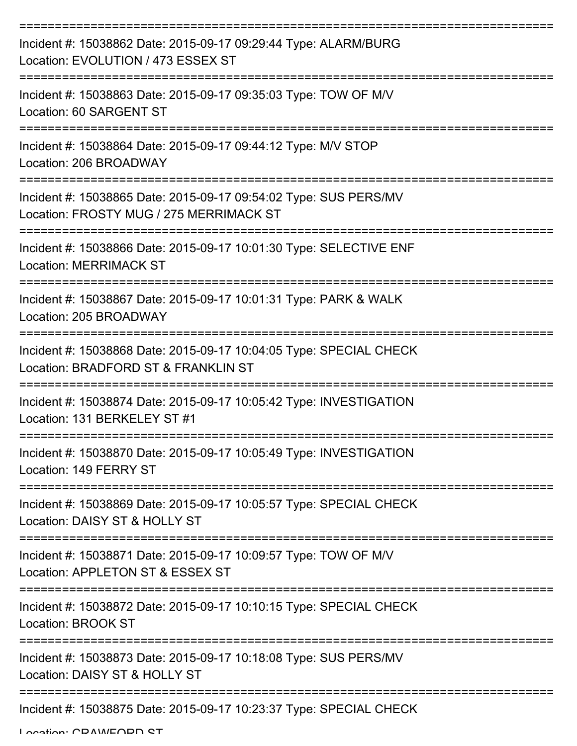==============================================================================
Incident #: 15038862 Date: 2015-09-17 09:29:44 Type: ALARM/BURG
Location: EVOLUTION / 473 ESSEX ST
==============================================================================
Incident #: 15038863 Date: 2015-09-17 09:35:03 Type: TOW OF M/V
Location: 60 SARGENT ST
==============================================================================
Incident #: 15038864 Date: 2015-09-17 09:44:12 Type: M/V STOP
Location: 206 BROADWAY
==============================================================================
Incident #: 15038865 Date: 2015-09-17 09:54:02 Type: SUS PERS/MV
Location: FROSTY MUG / 275 MERRIMACK ST
==============================================================================
Incident #: 15038866 Date: 2015-09-17 10:01:30 Type: SELECTIVE ENF
Location: MERRIMACK ST
==============================================================================
Incident #: 15038867 Date: 2015-09-17 10:01:31 Type: PARK & WALK
Location: 205 BROADWAY
==============================================================================
Incident #: 15038868 Date: 2015-09-17 10:04:05 Type: SPECIAL CHECK
Location: BRADFORD ST & FRANKLIN ST
==============================================================================
Incident #: 15038874 Date: 2015-09-17 10:05:42 Type: INVESTIGATION
Location: 131 BERKELEY ST #1
==============================================================================
Incident #: 15038870 Date: 2015-09-17 10:05:49 Type: INVESTIGATION
Location: 149 FERRY ST
==============================================================================
Incident #: 15038869 Date: 2015-09-17 10:05:57 Type: SPECIAL CHECK
Location: DAISY ST & HOLLY ST
==============================================================================
Incident #: 15038871 Date: 2015-09-17 10:09:57 Type: TOW OF M/V
Location: APPLETON ST & ESSEX ST
==============================================================================
Incident #: 15038872 Date: 2015-09-17 10:10:15 Type: SPECIAL CHECK
Location: BROOK ST
==============================================================================
Incident #: 15038873 Date: 2015-09-17 10:18:08 Type: SUS PERS/MV
Location: DAISY ST & HOLLY ST
==============================================================================
Incident #: 15038875 Date: 2015-09-17 10:23:37 Type: SPECIAL CHECK
Location: CRAWFORD ST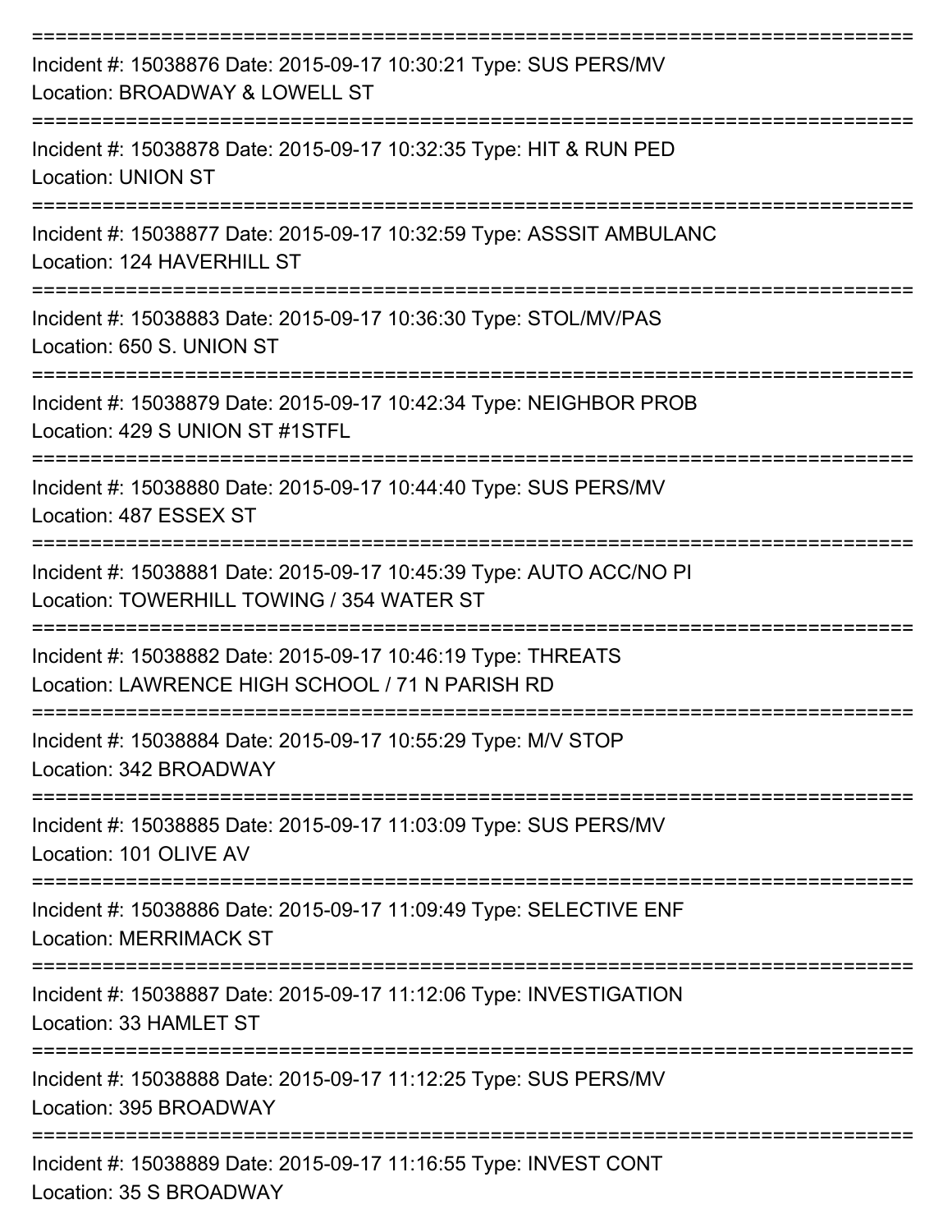===========================================================================

Incident #: 15038876 Date: 2015-09-17 10:30:21 Type: SUS PERS/MV
Location: BROADWAY & LOWELL ST

===========================================================================

Incident #: 15038878 Date: 2015-09-17 10:32:35 Type: HIT & RUN PED
Location: UNION ST

===========================================================================

Incident #: 15038877 Date: 2015-09-17 10:32:59 Type: ASSSIT AMBULANC
Location: 124 HAVERHILL ST

===========================================================================

Incident #: 15038883 Date: 2015-09-17 10:36:30 Type: STOL/MV/PAS
Location: 650 S. UNION ST

===========================================================================

Incident #: 15038879 Date: 2015-09-17 10:42:34 Type: NEIGHBOR PROB
Location: 429 S UNION ST #1STFL

===========================================================================

Incident #: 15038880 Date: 2015-09-17 10:44:40 Type: SUS PERS/MV
Location: 487 ESSEX ST

===========================================================================

Incident #: 15038881 Date: 2015-09-17 10:45:39 Type: AUTO ACC/NO PI
Location: TOWERHILL TOWING / 354 WATER ST

===========================================================================

Incident #: 15038882 Date: 2015-09-17 10:46:19 Type: THREATS
Location: LAWRENCE HIGH SCHOOL / 71 N PARISH RD

===========================================================================

Incident #: 15038884 Date: 2015-09-17 10:55:29 Type: M/V STOP
Location: 342 BROADWAY

===========================================================================

Incident #: 15038885 Date: 2015-09-17 11:03:09 Type: SUS PERS/MV
Location: 101 OLIVE AV

===========================================================================

Incident #: 15038886 Date: 2015-09-17 11:09:49 Type: SELECTIVE ENF
Location: MERRIMACK ST

===========================================================================

Incident #: 15038887 Date: 2015-09-17 11:12:06 Type: INVESTIGATION
Location: 33 HAMLET ST

===========================================================================

Incident #: 15038888 Date: 2015-09-17 11:12:25 Type: SUS PERS/MV
Location: 395 BROADWAY

===========================================================================

Incident #: 15038889 Date: 2015-09-17 11:16:55 Type: INVEST CONT
Location: 35 S BROADWAY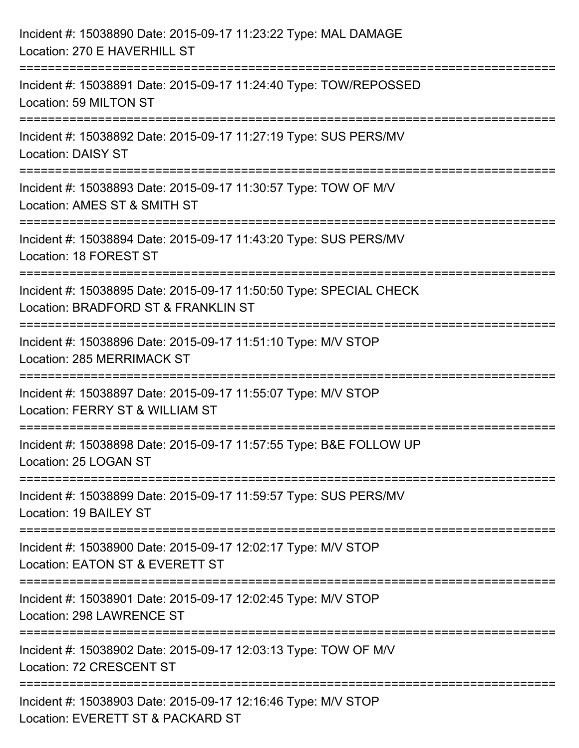Incident #: 15038890 Date: 2015-09-17 11:23:22 Type: MAL DAMAGE
Location: 270 E HAVERHILL ST
===========================================================================
Incident #: 15038891 Date: 2015-09-17 11:24:40 Type: TOW/REPOSSED
Location: 59 MILTON ST
===========================================================================
Incident #: 15038892 Date: 2015-09-17 11:27:19 Type: SUS PERS/MV
Location: DAISY ST
===========================================================================
Incident #: 15038893 Date: 2015-09-17 11:30:57 Type: TOW OF M/V
Location: AMES ST & SMITH ST
===========================================================================
Incident #: 15038894 Date: 2015-09-17 11:43:20 Type: SUS PERS/MV
Location: 18 FOREST ST
===========================================================================
Incident #: 15038895 Date: 2015-09-17 11:50:50 Type: SPECIAL CHECK
Location: BRADFORD ST & FRANKLIN ST
===========================================================================
Incident #: 15038896 Date: 2015-09-17 11:51:10 Type: M/V STOP
Location: 285 MERRIMACK ST
===========================================================================
Incident #: 15038897 Date: 2015-09-17 11:55:07 Type: M/V STOP
Location: FERRY ST & WILLIAM ST
===========================================================================
Incident #: 15038898 Date: 2015-09-17 11:57:55 Type: B&E FOLLOW UP
Location: 25 LOGAN ST
===========================================================================
Incident #: 15038899 Date: 2015-09-17 11:59:57 Type: SUS PERS/MV
Location: 19 BAILEY ST
===========================================================================
Incident #: 15038900 Date: 2015-09-17 12:02:17 Type: M/V STOP
Location: EATON ST & EVERETT ST
===========================================================================
Incident #: 15038901 Date: 2015-09-17 12:02:45 Type: M/V STOP
Location: 298 LAWRENCE ST
===========================================================================
Incident #: 15038902 Date: 2015-09-17 12:03:13 Type: TOW OF M/V
Location: 72 CRESCENT ST
===========================================================================
Incident #: 15038903 Date: 2015-09-17 12:16:46 Type: M/V STOP
Location: EVERETT ST & PACKARD ST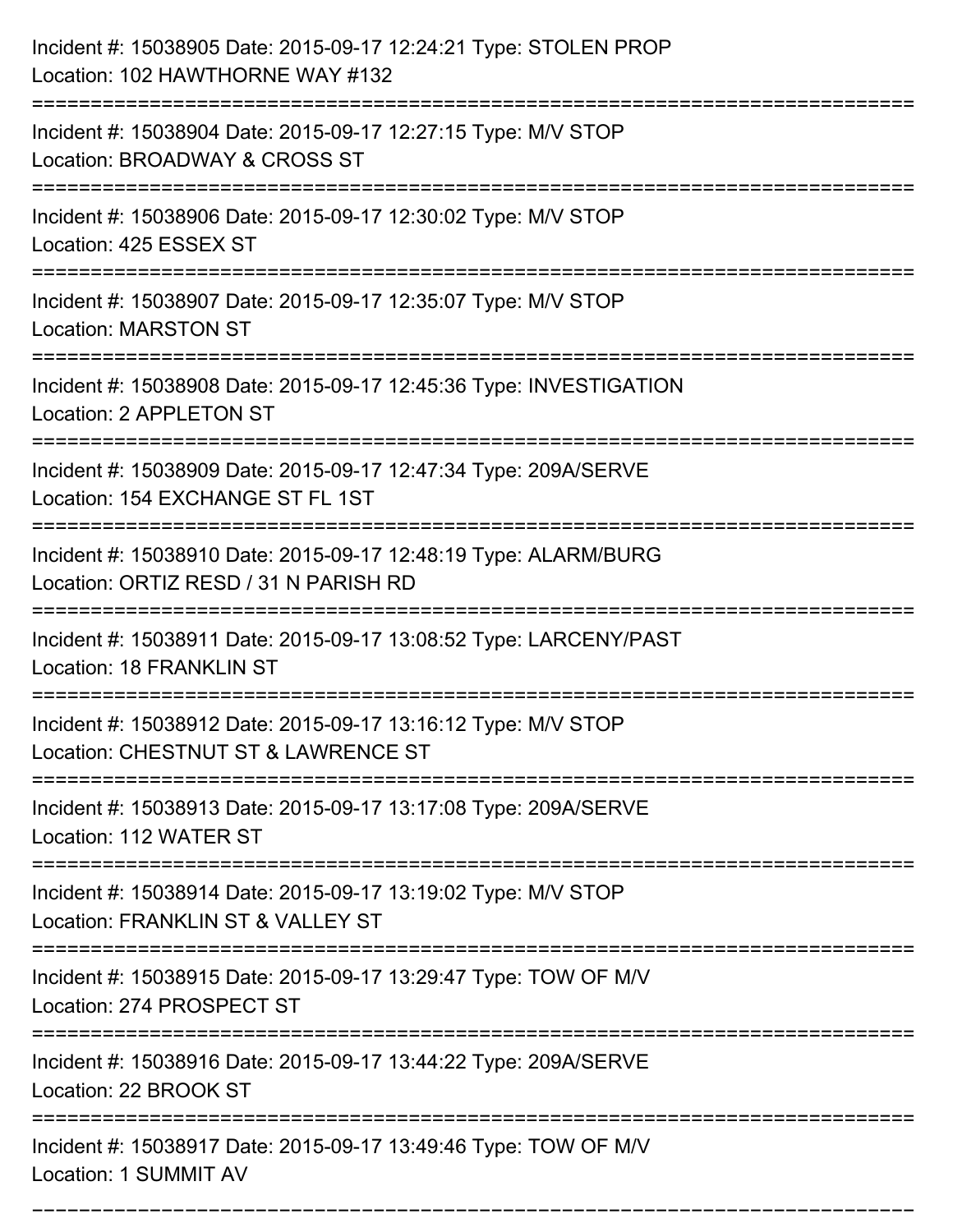Incident #: 15038905 Date: 2015-09-17 12:24:21 Type: STOLEN PROP
Location: 102 HAWTHORNE WAY #132

===========================================================================

Incident #: 15038904 Date: 2015-09-17 12:27:15 Type: M/V STOP
Location: BROADWAY & CROSS ST

===========================================================================

Incident #: 15038906 Date: 2015-09-17 12:30:02 Type: M/V STOP
Location: 425 ESSEX ST

===========================================================================

Incident #: 15038907 Date: 2015-09-17 12:35:07 Type: M/V STOP
Location: MARSTON ST

===========================================================================

Incident #: 15038908 Date: 2015-09-17 12:45:36 Type: INVESTIGATION
Location: 2 APPLETON ST

===========================================================================

Incident #: 15038909 Date: 2015-09-17 12:47:34 Type: 209A/SERVE
Location: 154 EXCHANGE ST FL 1ST

===========================================================================

Incident #: 15038910 Date: 2015-09-17 12:48:19 Type: ALARM/BURG
Location: ORTIZ RESD / 31 N PARISH RD

===========================================================================

Incident #: 15038911 Date: 2015-09-17 13:08:52 Type: LARCENY/PAST
Location: 18 FRANKLIN ST

===========================================================================

Incident #: 15038912 Date: 2015-09-17 13:16:12 Type: M/V STOP
Location: CHESTNUT ST & LAWRENCE ST

===========================================================================

Incident #: 15038913 Date: 2015-09-17 13:17:08 Type: 209A/SERVE
Location: 112 WATER ST

===========================================================================

Incident #: 15038914 Date: 2015-09-17 13:19:02 Type: M/V STOP
Location: FRANKLIN ST & VALLEY ST

===========================================================================

Incident #: 15038915 Date: 2015-09-17 13:29:47 Type: TOW OF M/V
Location: 274 PROSPECT ST

===========================================================================

Incident #: 15038916 Date: 2015-09-17 13:44:22 Type: 209A/SERVE
Location: 22 BROOK ST

===========================================================================

Incident #: 15038917 Date: 2015-09-17 13:49:46 Type: TOW OF M/V
Location: 1 SUMMIT AV

===========================================================================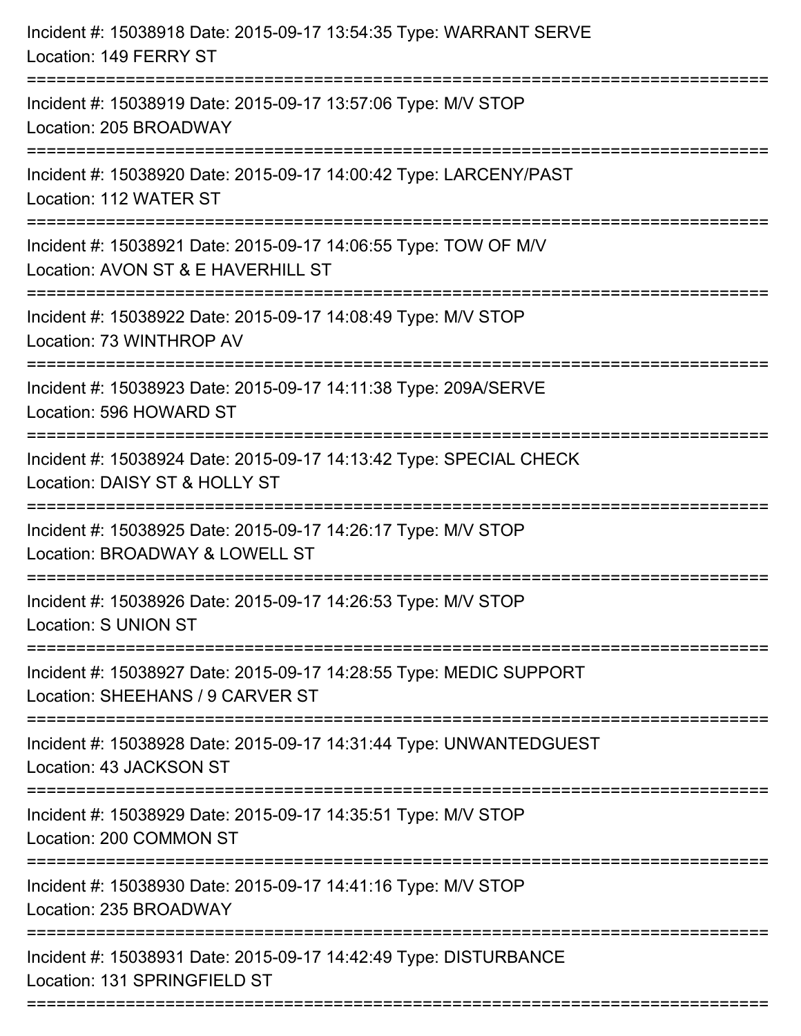Incident #: 15038918 Date: 2015-09-17 13:54:35 Type: WARRANT SERVE
Location: 149 FERRY ST

===========================================================================

Incident #: 15038919 Date: 2015-09-17 13:57:06 Type: M/V STOP
Location: 205 BROADWAY

===========================================================================

Incident #: 15038920 Date: 2015-09-17 14:00:42 Type: LARCENY/PAST
Location: 112 WATER ST

===========================================================================

Incident #: 15038921 Date: 2015-09-17 14:06:55 Type: TOW OF M/V
Location: AVON ST & E HAVERHILL ST

===========================================================================

Incident #: 15038922 Date: 2015-09-17 14:08:49 Type: M/V STOP
Location: 73 WINTHROP AV

===========================================================================

Incident #: 15038923 Date: 2015-09-17 14:11:38 Type: 209A/SERVE
Location: 596 HOWARD ST

===========================================================================

Incident #: 15038924 Date: 2015-09-17 14:13:42 Type: SPECIAL CHECK
Location: DAISY ST & HOLLY ST

===========================================================================

Incident #: 15038925 Date: 2015-09-17 14:26:17 Type: M/V STOP
Location: BROADWAY & LOWELL ST

===========================================================================

Incident #: 15038926 Date: 2015-09-17 14:26:53 Type: M/V STOP
Location: S UNION ST

===========================================================================

Incident #: 15038927 Date: 2015-09-17 14:28:55 Type: MEDIC SUPPORT
Location: SHEEHANS / 9 CARVER ST

===========================================================================

Incident #: 15038928 Date: 2015-09-17 14:31:44 Type: UNWANTEDGUEST
Location: 43 JACKSON ST

===========================================================================

Incident #: 15038929 Date: 2015-09-17 14:35:51 Type: M/V STOP
Location: 200 COMMON ST

===========================================================================

Incident #: 15038930 Date: 2015-09-17 14:41:16 Type: M/V STOP
Location: 235 BROADWAY

===========================================================================

Incident #: 15038931 Date: 2015-09-17 14:42:49 Type: DISTURBANCE
Location: 131 SPRINGFIELD ST

===========================================================================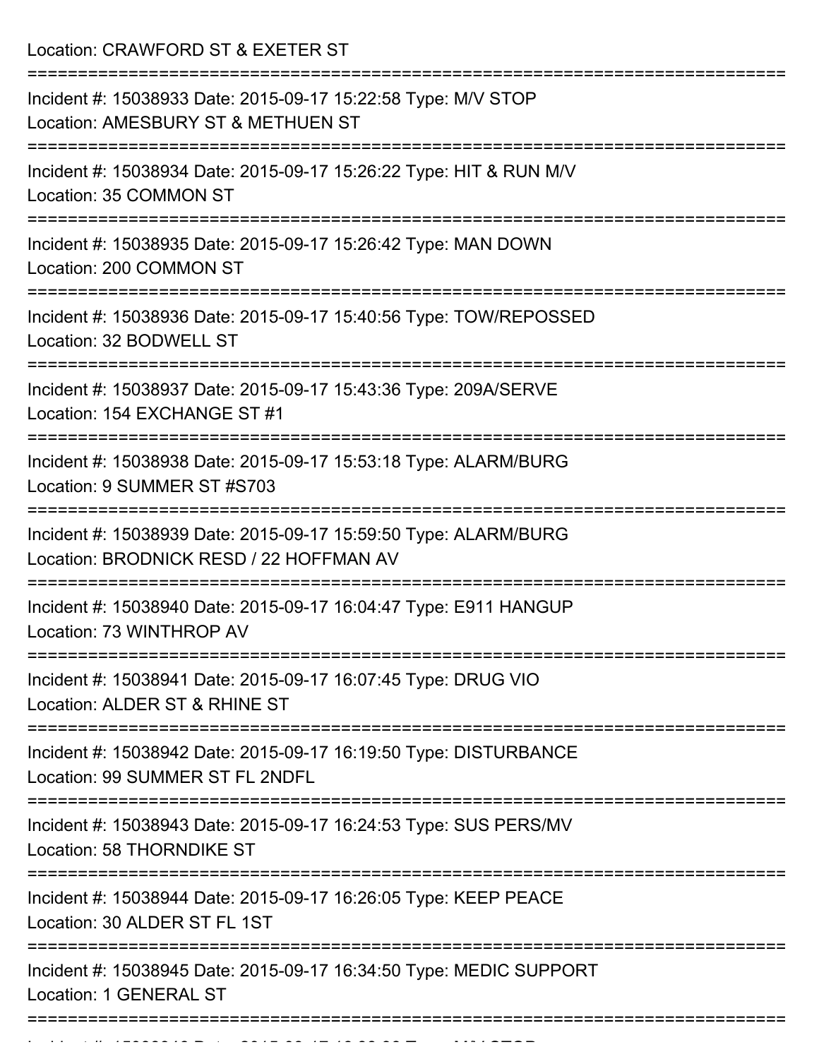Location: CRAWFORD ST & EXETER ST

===========================================================================

Incident #: 15038933 Date: 2015-09-17 15:22:58 Type: M/V STOP

Location: AMESBURY ST & METHUEN ST

===========================================================================

Incident #: 15038934 Date: 2015-09-17 15:26:22 Type: HIT & RUN M/V

Location: 35 COMMON ST

===========================================================================

Incident #: 15038935 Date: 2015-09-17 15:26:42 Type: MAN DOWN

Location: 200 COMMON ST

===========================================================================

Incident #: 15038936 Date: 2015-09-17 15:40:56 Type: TOW/REPOSSED

Location: 32 BODWELL ST

===========================================================================

Incident #: 15038937 Date: 2015-09-17 15:43:36 Type: 209A/SERVE

Location: 154 EXCHANGE ST #1

===========================================================================

Incident #: 15038938 Date: 2015-09-17 15:53:18 Type: ALARM/BURG

Location: 9 SUMMER ST #S703

===========================================================================

Incident #: 15038939 Date: 2015-09-17 15:59:50 Type: ALARM/BURG

Location: BRODNICK RESD / 22 HOFFMAN AV

===========================================================================

Incident #: 15038940 Date: 2015-09-17 16:04:47 Type: E911 HANGUP

Location: 73 WINTHROP AV

===========================================================================

Incident #: 15038941 Date: 2015-09-17 16:07:45 Type: DRUG VIO

Location: ALDER ST & RHINE ST

===========================================================================

Incident #: 15038942 Date: 2015-09-17 16:19:50 Type: DISTURBANCE

Location: 99 SUMMER ST FL 2NDFL

===========================================================================

Incident #: 15038943 Date: 2015-09-17 16:24:53 Type: SUS PERS/MV

Location: 58 THORNDIKE ST

===========================================================================

Incident #: 15038944 Date: 2015-09-17 16:26:05 Type: KEEP PEACE

Location: 30 ALDER ST FL 1ST

===========================================================================

Incident #: 15038945 Date: 2015-09-17 16:34:50 Type: MEDIC SUPPORT

Location: 1 GENERAL ST

===========================================================================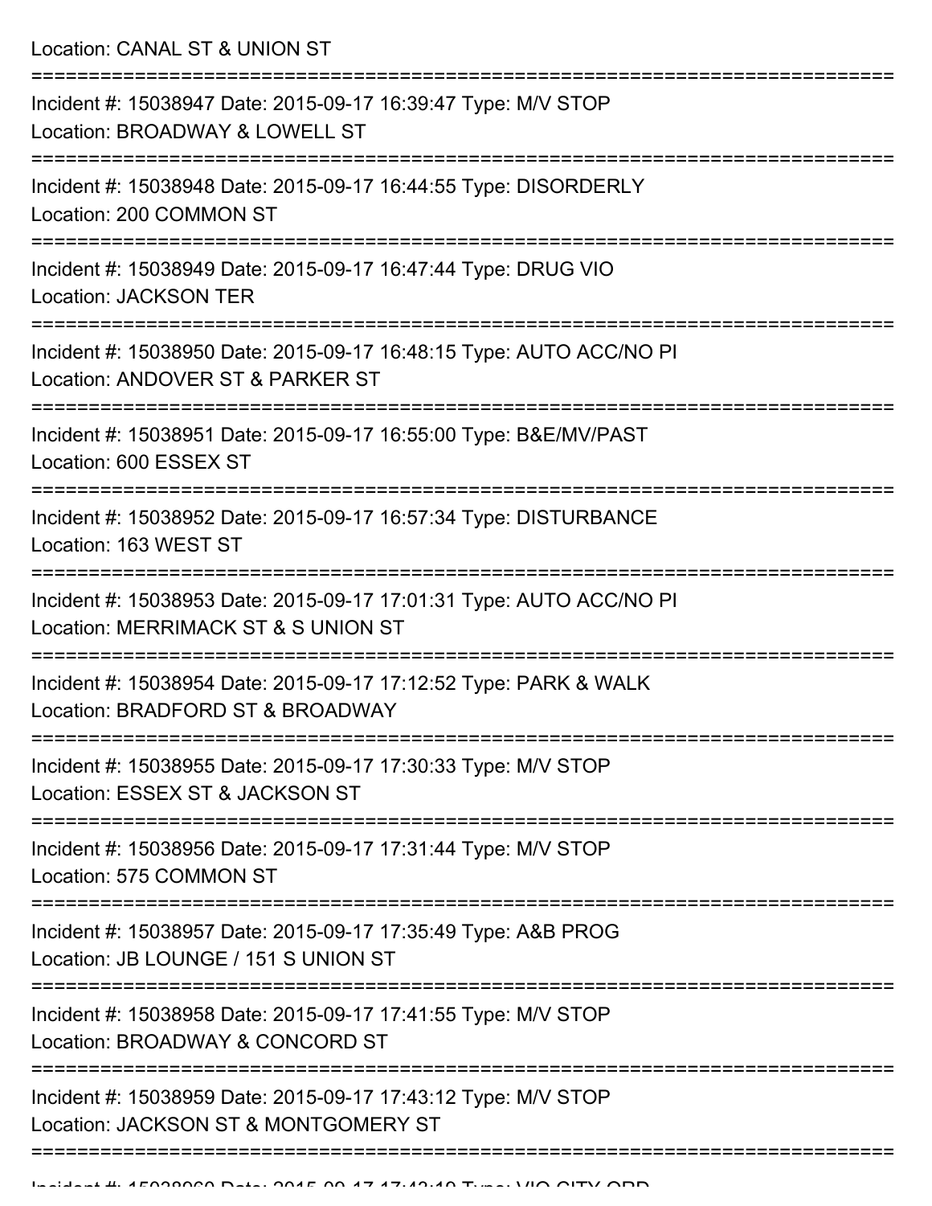Location: CANAL ST & UNION ST

===========================================================================

Incident #: 15038947 Date: 2015-09-17 16:39:47 Type: M/V STOP
Location: BROADWAY & LOWELL ST

===========================================================================

Incident #: 15038948 Date: 2015-09-17 16:44:55 Type: DISORDERLY
Location: 200 COMMON ST

===========================================================================

Incident #: 15038949 Date: 2015-09-17 16:47:44 Type: DRUG VIO
Location: JACKSON TER

===========================================================================

Incident #: 15038950 Date: 2015-09-17 16:48:15 Type: AUTO ACC/NO PI
Location: ANDOVER ST & PARKER ST

===========================================================================

Incident #: 15038951 Date: 2015-09-17 16:55:00 Type: B&E/MV/PAST
Location: 600 ESSEX ST

===========================================================================

Incident #: 15038952 Date: 2015-09-17 16:57:34 Type: DISTURBANCE
Location: 163 WEST ST

===========================================================================

Incident #: 15038953 Date: 2015-09-17 17:01:31 Type: AUTO ACC/NO PI
Location: MERRIMACK ST & S UNION ST

===========================================================================

Incident #: 15038954 Date: 2015-09-17 17:12:52 Type: PARK & WALK
Location: BRADFORD ST & BROADWAY

===========================================================================

Incident #: 15038955 Date: 2015-09-17 17:30:33 Type: M/V STOP
Location: ESSEX ST & JACKSON ST

===========================================================================

Incident #: 15038956 Date: 2015-09-17 17:31:44 Type: M/V STOP
Location: 575 COMMON ST

===========================================================================

Incident #: 15038957 Date: 2015-09-17 17:35:49 Type: A&B PROG
Location: JB LOUNGE / 151 S UNION ST

===========================================================================

Incident #: 15038958 Date: 2015-09-17 17:41:55 Type: M/V STOP
Location: BROADWAY & CONCORD ST

===========================================================================

Incident #: 15038959 Date: 2015-09-17 17:43:12 Type: M/V STOP
Location: JACKSON ST & MONTGOMERY ST

===========================================================================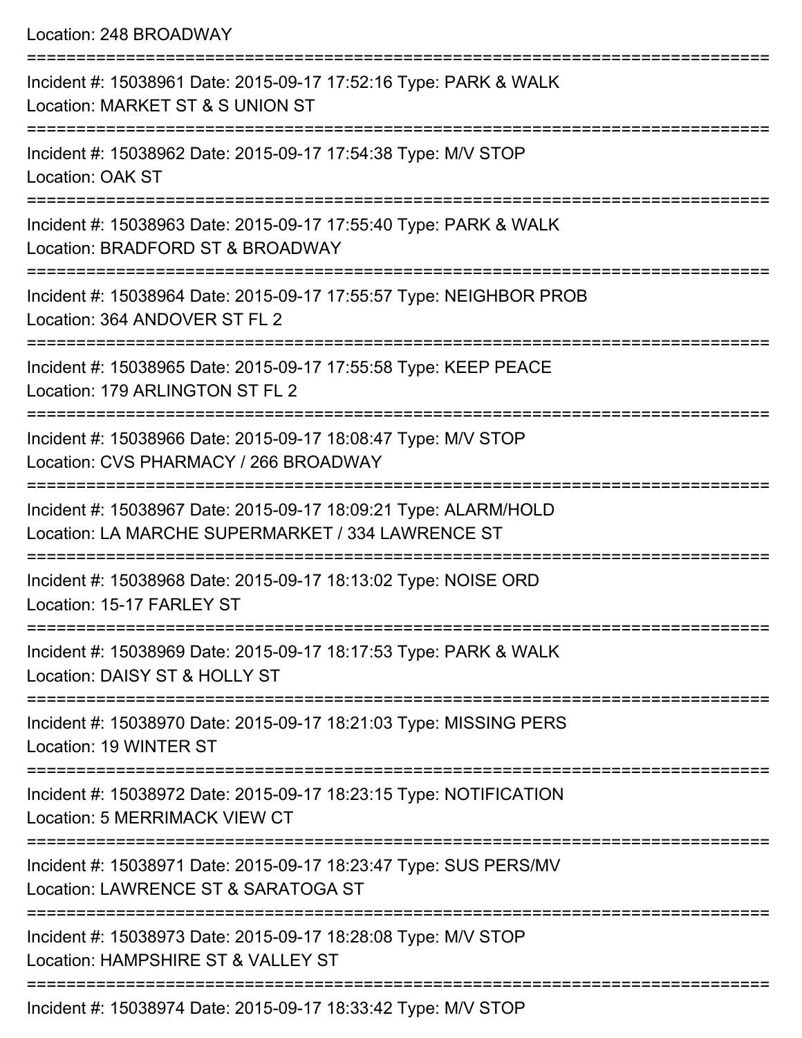Location: 248 BROADWAY

===========================================================================

Incident #: 15038961 Date: 2015-09-17 17:52:16 Type: PARK & WALK
Location: MARKET ST & S UNION ST

===========================================================================

Incident #: 15038962 Date: 2015-09-17 17:54:38 Type: M/V STOP
Location: OAK ST

===========================================================================

Incident #: 15038963 Date: 2015-09-17 17:55:40 Type: PARK & WALK
Location: BRADFORD ST & BROADWAY

===========================================================================

Incident #: 15038964 Date: 2015-09-17 17:55:57 Type: NEIGHBOR PROB
Location: 364 ANDOVER ST FL 2

===========================================================================

Incident #: 15038965 Date: 2015-09-17 17:55:58 Type: KEEP PEACE
Location: 179 ARLINGTON ST FL 2

===========================================================================

Incident #: 15038966 Date: 2015-09-17 18:08:47 Type: M/V STOP
Location: CVS PHARMACY / 266 BROADWAY

===========================================================================

Incident #: 15038967 Date: 2015-09-17 18:09:21 Type: ALARM/HOLD
Location: LA MARCHE SUPERMARKET / 334 LAWRENCE ST

===========================================================================

Incident #: 15038968 Date: 2015-09-17 18:13:02 Type: NOISE ORD
Location: 15-17 FARLEY ST

===========================================================================

Incident #: 15038969 Date: 2015-09-17 18:17:53 Type: PARK & WALK
Location: DAISY ST & HOLLY ST

===========================================================================

Incident #: 15038970 Date: 2015-09-17 18:21:03 Type: MISSING PERS
Location: 19 WINTER ST

===========================================================================

Incident #: 15038972 Date: 2015-09-17 18:23:15 Type: NOTIFICATION
Location: 5 MERRIMACK VIEW CT

===========================================================================

Incident #: 15038971 Date: 2015-09-17 18:23:47 Type: SUS PERS/MV
Location: LAWRENCE ST & SARATOGA ST

===========================================================================

Incident #: 15038973 Date: 2015-09-17 18:28:08 Type: M/V STOP
Location: HAMPSHIRE ST & VALLEY ST

===========================================================================

Incident #: 15038974 Date: 2015-09-17 18:33:42 Type: M/V STOP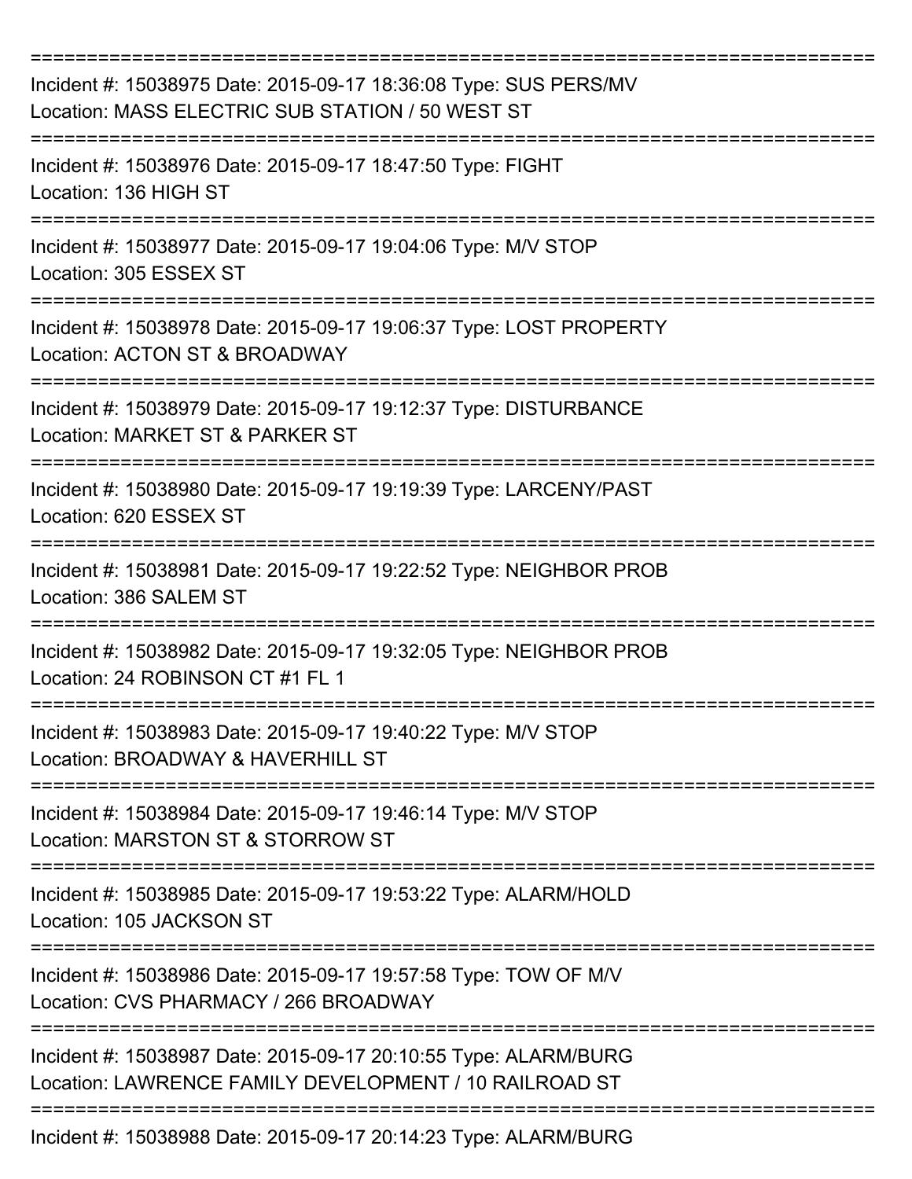===========================================================================

Incident #: 15038975 Date: 2015-09-17 18:36:08 Type: SUS PERS/MV
Location: MASS ELECTRIC SUB STATION / 50 WEST ST

===========================================================================

Incident #: 15038976 Date: 2015-09-17 18:47:50 Type: FIGHT
Location: 136 HIGH ST

===========================================================================

Incident #: 15038977 Date: 2015-09-17 19:04:06 Type: M/V STOP
Location: 305 ESSEX ST

===========================================================================

Incident #: 15038978 Date: 2015-09-17 19:06:37 Type: LOST PROPERTY
Location: ACTON ST & BROADWAY

===========================================================================

Incident #: 15038979 Date: 2015-09-17 19:12:37 Type: DISTURBANCE
Location: MARKET ST & PARKER ST

===========================================================================

Incident #: 15038980 Date: 2015-09-17 19:19:39 Type: LARCENY/PAST
Location: 620 ESSEX ST

===========================================================================

Incident #: 15038981 Date: 2015-09-17 19:22:52 Type: NEIGHBOR PROB
Location: 386 SALEM ST

===========================================================================

Incident #: 15038982 Date: 2015-09-17 19:32:05 Type: NEIGHBOR PROB
Location: 24 ROBINSON CT #1 FL 1

===========================================================================

Incident #: 15038983 Date: 2015-09-17 19:40:22 Type: M/V STOP
Location: BROADWAY & HAVERHILL ST

===========================================================================

Incident #: 15038984 Date: 2015-09-17 19:46:14 Type: M/V STOP
Location: MARSTON ST & STORROW ST

===========================================================================

Incident #: 15038985 Date: 2015-09-17 19:53:22 Type: ALARM/HOLD
Location: 105 JACKSON ST

===========================================================================

Incident #: 15038986 Date: 2015-09-17 19:57:58 Type: TOW OF M/V
Location: CVS PHARMACY / 266 BROADWAY

===========================================================================

Incident #: 15038987 Date: 2015-09-17 20:10:55 Type: ALARM/BURG
Location: LAWRENCE FAMILY DEVELOPMENT / 10 RAILROAD ST

===========================================================================

Incident #: 15038988 Date: 2015-09-17 20:14:23 Type: ALARM/BURG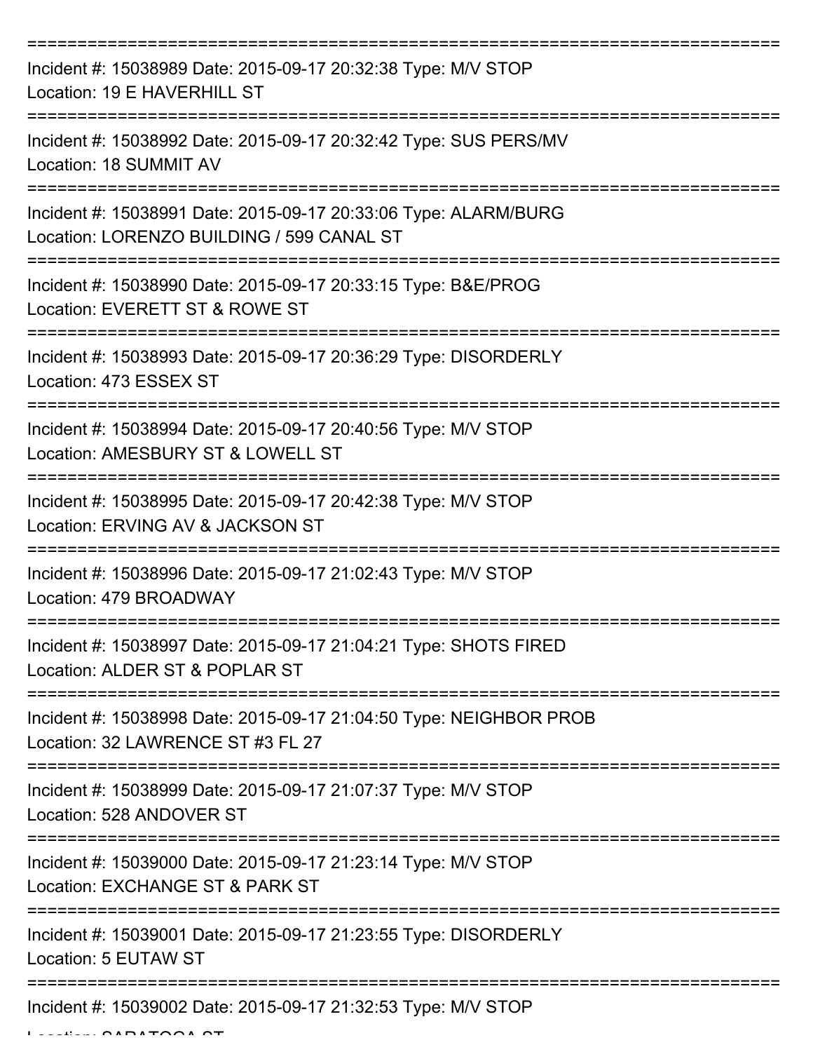===========================================================================
Incident #: 15038989 Date: 2015-09-17 20:32:38 Type: M/V STOP
Location: 19 E HAVERHILL ST
===========================================================================
Incident #: 15038992 Date: 2015-09-17 20:32:42 Type: SUS PERS/MV
Location: 18 SUMMIT AV
===========================================================================
Incident #: 15038991 Date: 2015-09-17 20:33:06 Type: ALARM/BURG
Location: LORENZO BUILDING / 599 CANAL ST
===========================================================================
Incident #: 15038990 Date: 2015-09-17 20:33:15 Type: B&E/PROG
Location: EVERETT ST & ROWE ST
===========================================================================
Incident #: 15038993 Date: 2015-09-17 20:36:29 Type: DISORDERLY
Location: 473 ESSEX ST
===========================================================================
Incident #: 15038994 Date: 2015-09-17 20:40:56 Type: M/V STOP
Location: AMESBURY ST & LOWELL ST
===========================================================================
Incident #: 15038995 Date: 2015-09-17 20:42:38 Type: M/V STOP
Location: ERVING AV & JACKSON ST
===========================================================================
Incident #: 15038996 Date: 2015-09-17 21:02:43 Type: M/V STOP
Location: 479 BROADWAY
===========================================================================
Incident #: 15038997 Date: 2015-09-17 21:04:21 Type: SHOTS FIRED
Location: ALDER ST & POPLAR ST
===========================================================================
Incident #: 15038998 Date: 2015-09-17 21:04:50 Type: NEIGHBOR PROB
Location: 32 LAWRENCE ST #3 FL 27
===========================================================================
Incident #: 15038999 Date: 2015-09-17 21:07:37 Type: M/V STOP
Location: 528 ANDOVER ST
===========================================================================
Incident #: 15039000 Date: 2015-09-17 21:23:14 Type: M/V STOP
Location: EXCHANGE ST & PARK ST
===========================================================================
Incident #: 15039001 Date: 2015-09-17 21:23:55 Type: DISORDERLY
Location: 5 EUTAW ST
===========================================================================
Incident #: 15039002 Date: 2015-09-17 21:32:53 Type: M/V STOP
Location: SARATOGA ST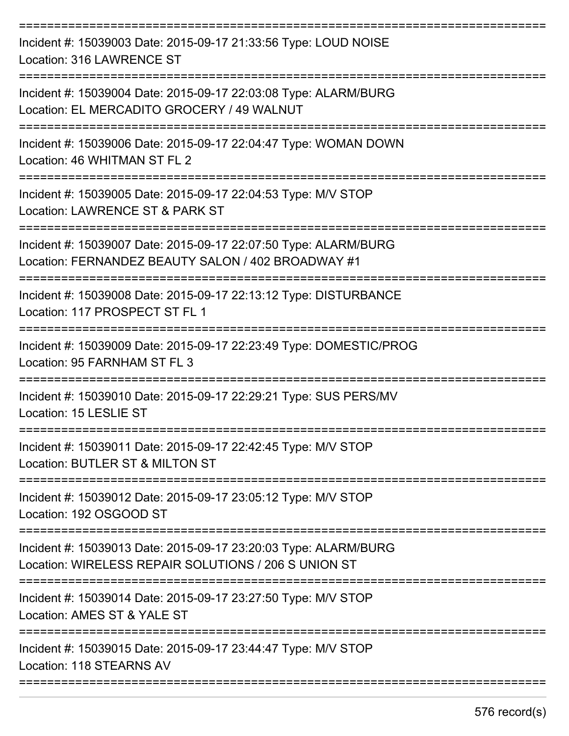Incident #: 15039003 Date: 2015-09-17 21:33:56 Type: LOUD NOISE
Location: 316 LAWRENCE ST

Incident #: 15039004 Date: 2015-09-17 22:03:08 Type: ALARM/BURG
Location: EL MERCADITO GROCERY / 49 WALNUT

Incident #: 15039006 Date: 2015-09-17 22:04:47 Type: WOMAN DOWN
Location: 46 WHITMAN ST FL 2

Incident #: 15039005 Date: 2015-09-17 22:04:53 Type: M/V STOP
Location: LAWRENCE ST & PARK ST

Incident #: 15039007 Date: 2015-09-17 22:07:50 Type: ALARM/BURG
Location: FERNANDEZ BEAUTY SALON / 402 BROADWAY #1

Incident #: 15039008 Date: 2015-09-17 22:13:12 Type: DISTURBANCE
Location: 117 PROSPECT ST FL 1

Incident #: 15039009 Date: 2015-09-17 22:23:49 Type: DOMESTIC/PROG
Location: 95 FARNHAM ST FL 3

Incident #: 15039010 Date: 2015-09-17 22:29:21 Type: SUS PERS/MV
Location: 15 LESLIE ST

Incident #: 15039011 Date: 2015-09-17 22:42:45 Type: M/V STOP
Location: BUTLER ST & MILTON ST

Incident #: 15039012 Date: 2015-09-17 23:05:12 Type: M/V STOP
Location: 192 OSGOOD ST

Incident #: 15039013 Date: 2015-09-17 23:20:03 Type: ALARM/BURG
Location: WIRELESS REPAIR SOLUTIONS / 206 S UNION ST

Incident #: 15039014 Date: 2015-09-17 23:27:50 Type: M/V STOP
Location: AMES ST & YALE ST

Incident #: 15039015 Date: 2015-09-17 23:44:47 Type: M/V STOP
Location: 118 STEARNS AV

576 record(s)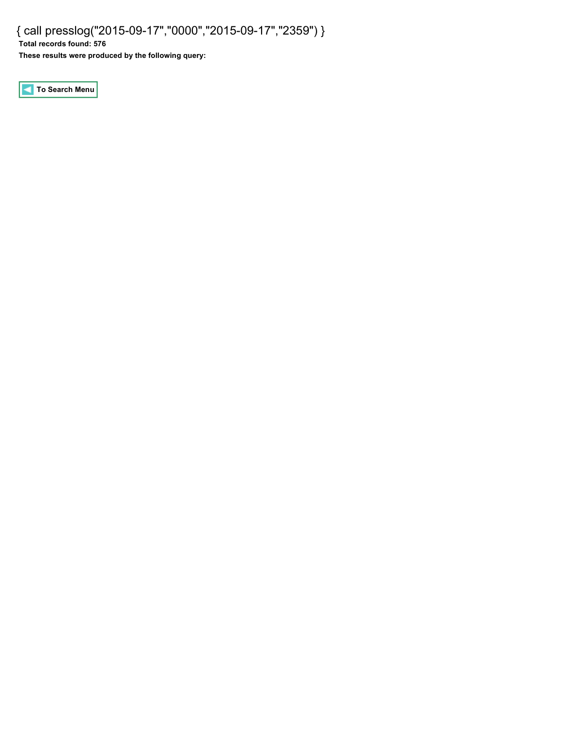{ call presslog("2015-09-17","0000","2015-09-17","2359") }

**Total records found: 576**

**These results were produced by the following query:**

**To Search Menu**